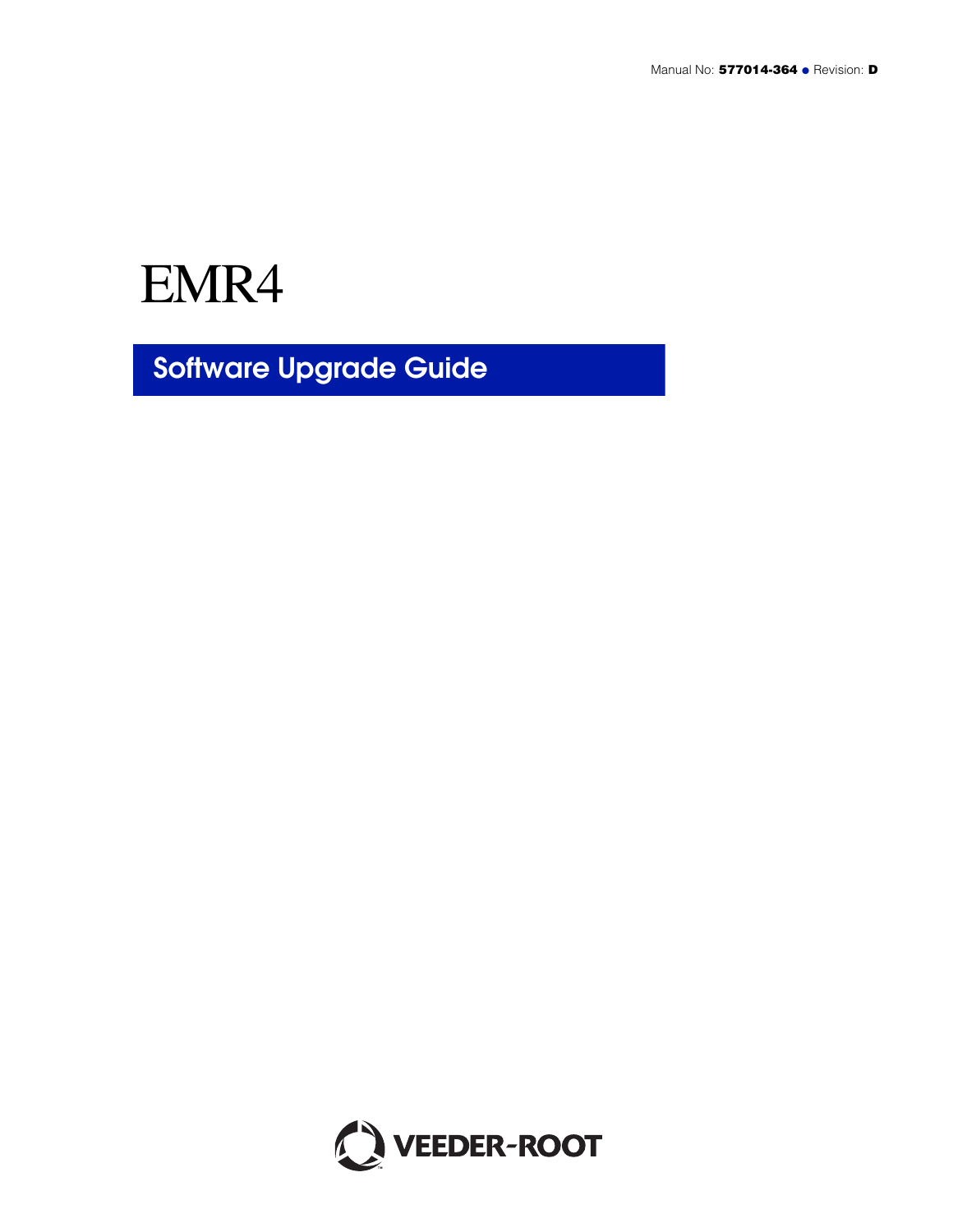Manual No: **577014-364** • Revision: **D**

# EMR4

## Software Upgrade Guide

VEEDER-ROOT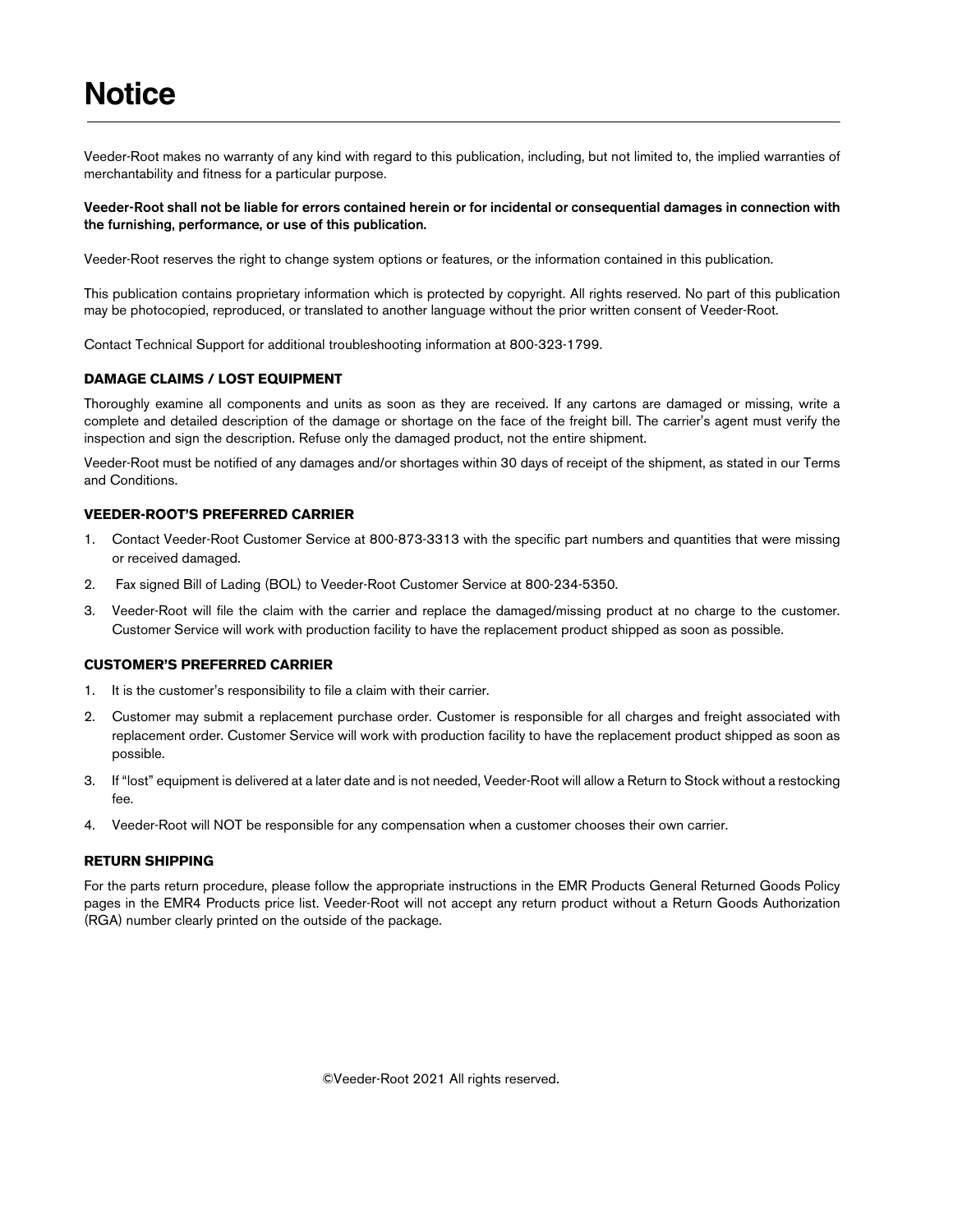# Notice

Veeder-Root makes no warranty of any kind with regard to this publication, including, but not limited to, the implied warranties of merchantability and fitness for a particular purpose.

**Veeder-Root shall not be liable for errors contained herein or for incidental or consequential damages in connection with the furnishing, performance, or use of this publication.**

Veeder-Root reserves the right to change system options or features, or the information contained in this publication.

This publication contains proprietary information which is protected by copyright. All rights reserved. No part of this publication may be photocopied, reproduced, or translated to another language without the prior written consent of Veeder-Root.

Contact Technical Support for additional troubleshooting information at 800-323-1799.

### DAMAGE CLAIMS / LOST EQUIPMENT

Thoroughly examine all components and units as soon as they are received. If any cartons are damaged or missing, write a complete and detailed description of the damage or shortage on the face of the freight bill. The carrier's agent must verify the inspection and sign the description. Refuse only the damaged product, not the entire shipment.

Veeder-Root must be notified of any damages and/or shortages within 30 days of receipt of the shipment, as stated in our Terms and Conditions.

### VEEDER-ROOT'S PREFERRED CARRIER

1. Contact Veeder-Root Customer Service at 800-873-3313 with the specific part numbers and quantities that were missing or received damaged.
2. Fax signed Bill of Lading (BOL) to Veeder-Root Customer Service at 800-234-5350.
3. Veeder-Root will file the claim with the carrier and replace the damaged/missing product at no charge to the customer. Customer Service will work with production facility to have the replacement product shipped as soon as possible.

### CUSTOMER'S PREFERRED CARRIER

1. It is the customer's responsibility to file a claim with their carrier.
2. Customer may submit a replacement purchase order. Customer is responsible for all charges and freight associated with replacement order. Customer Service will work with production facility to have the replacement product shipped as soon as possible.
3. If "lost" equipment is delivered at a later date and is not needed, Veeder-Root will allow a Return to Stock without a restocking fee.
4. Veeder-Root will NOT be responsible for any compensation when a customer chooses their own carrier.

### RETURN SHIPPING

For the parts return procedure, please follow the appropriate instructions in the EMR Products General Returned Goods Policy pages in the EMR4 Products price list. Veeder-Root will not accept any return product without a Return Goods Authorization (RGA) number clearly printed on the outside of the package.

©Veeder-Root 2021 All rights reserved.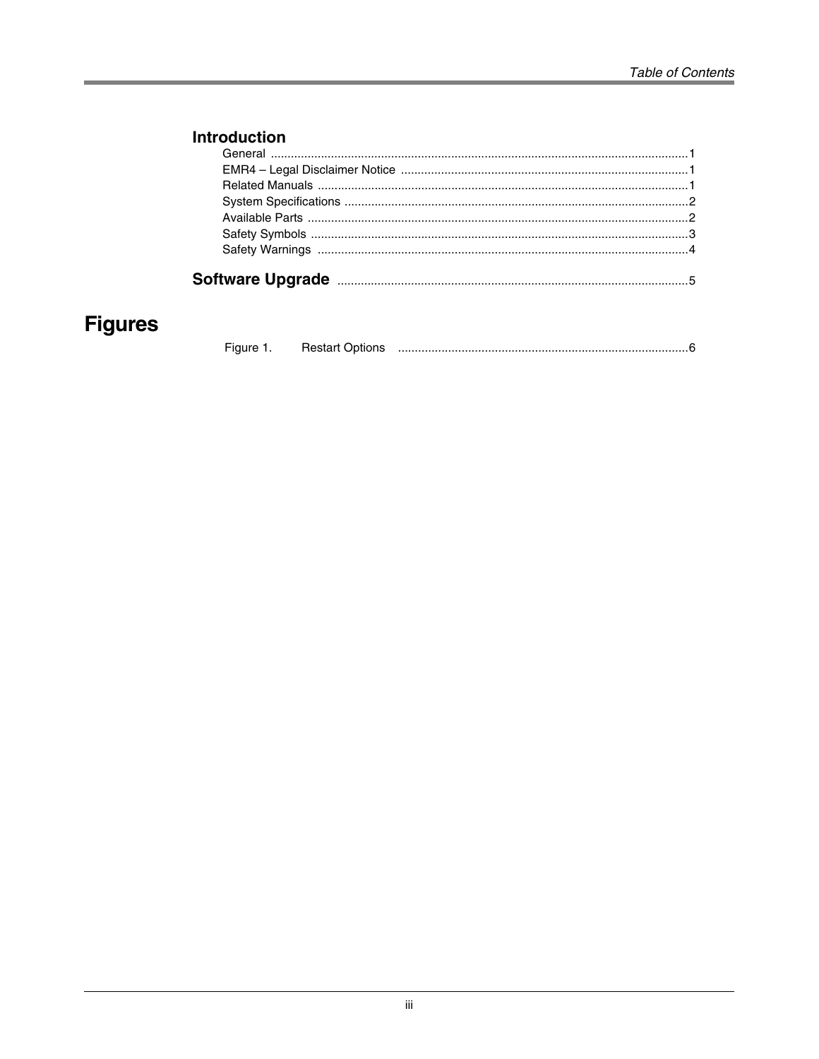## Introduction

General ............................................................................................................................1
EMR4 – Legal Disclaimer Notice .....................................................................................1
Related Manuals ..............................................................................................................1
System Specifications .......................................................................................................2
Available Parts .................................................................................................................2
Safety Symbols .................................................................................................................3
Safety Warnings ...............................................................................................................4

## Software Upgrade .......................................................................................................5

# Figures

Figure 1. Restart Options ......................................................................................6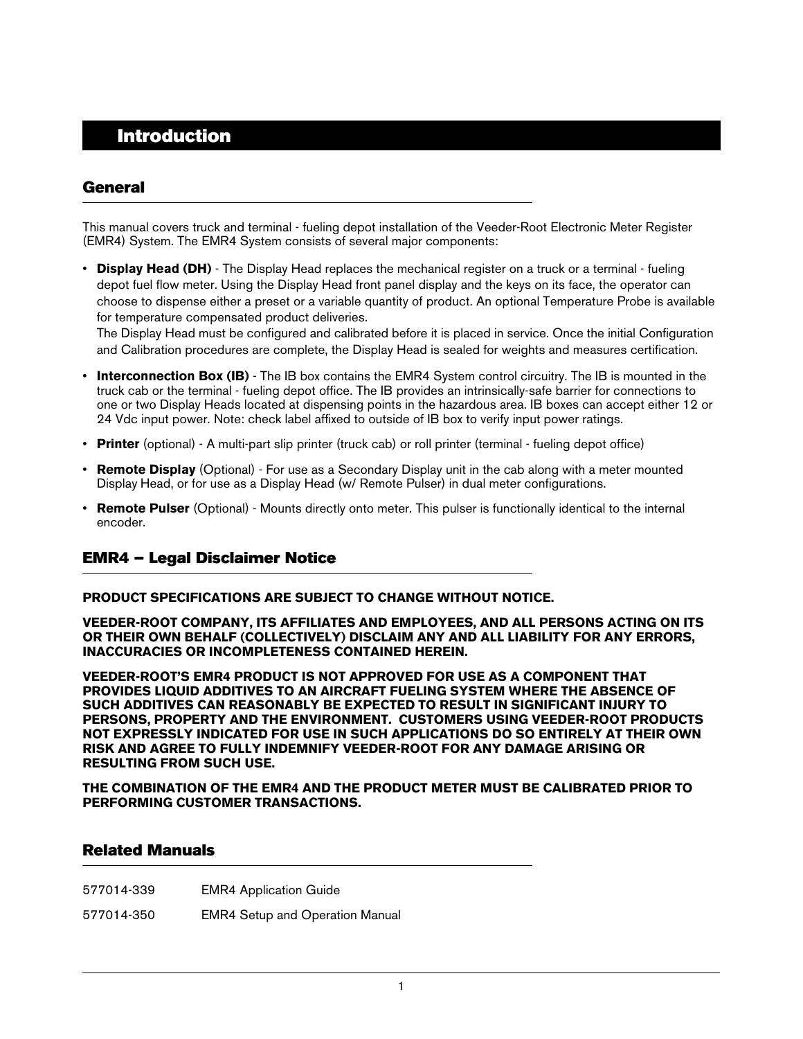# Introduction

## General

This manual covers truck and terminal - fueling depot installation of the Veeder-Root Electronic Meter Register (EMR4) System. The EMR4 System consists of several major components:

- **Display Head (DH)** - The Display Head replaces the mechanical register on a truck or a terminal - fueling depot fuel flow meter. Using the Display Head front panel display and the keys on its face, the operator can choose to dispense either a preset or a variable quantity of product. An optional Temperature Probe is available for temperature compensated product deliveries.
  The Display Head must be configured and calibrated before it is placed in service. Once the initial Configuration and Calibration procedures are complete, the Display Head is sealed for weights and measures certification.
- **Interconnection Box (IB)** - The IB box contains the EMR4 System control circuitry. The IB is mounted in the truck cab or the terminal - fueling depot office. The IB provides an intrinsically-safe barrier for connections to one or two Display Heads located at dispensing points in the hazardous area. IB boxes can accept either 12 or 24 Vdc input power. Note: check label affixed to outside of IB box to verify input power ratings.
- **Printer** (optional) - A multi-part slip printer (truck cab) or roll printer (terminal - fueling depot office)
- **Remote Display** (Optional) - For use as a Secondary Display unit in the cab along with a meter mounted Display Head, or for use as a Display Head (w/ Remote Pulser) in dual meter configurations.
- **Remote Pulser** (Optional) - Mounts directly onto meter. This pulser is functionally identical to the internal encoder.

## EMR4 – Legal Disclaimer Notice

**PRODUCT SPECIFICATIONS ARE SUBJECT TO CHANGE WITHOUT NOTICE.**

**VEEDER-ROOT COMPANY, ITS AFFILIATES AND EMPLOYEES, AND ALL PERSONS ACTING ON ITS OR THEIR OWN BEHALF (COLLECTIVELY) DISCLAIM ANY AND ALL LIABILITY FOR ANY ERRORS, INACCURACIES OR INCOMPLETENESS CONTAINED HEREIN.**

**VEEDER-ROOT'S EMR4 PRODUCT IS NOT APPROVED FOR USE AS A COMPONENT THAT PROVIDES LIQUID ADDITIVES TO AN AIRCRAFT FUELING SYSTEM WHERE THE ABSENCE OF SUCH ADDITIVES CAN REASONABLY BE EXPECTED TO RESULT IN SIGNIFICANT INJURY TO PERSONS, PROPERTY AND THE ENVIRONMENT. CUSTOMERS USING VEEDER-ROOT PRODUCTS NOT EXPRESSLY INDICATED FOR USE IN SUCH APPLICATIONS DO SO ENTIRELY AT THEIR OWN RISK AND AGREE TO FULLY INDEMNIFY VEEDER-ROOT FOR ANY DAMAGE ARISING OR RESULTING FROM SUCH USE.**

**THE COMBINATION OF THE EMR4 AND THE PRODUCT METER MUST BE CALIBRATED PRIOR TO PERFORMING CUSTOMER TRANSACTIONS.**

## Related Manuals

577014-339 EMR4 Application Guide

577014-350 EMR4 Setup and Operation Manual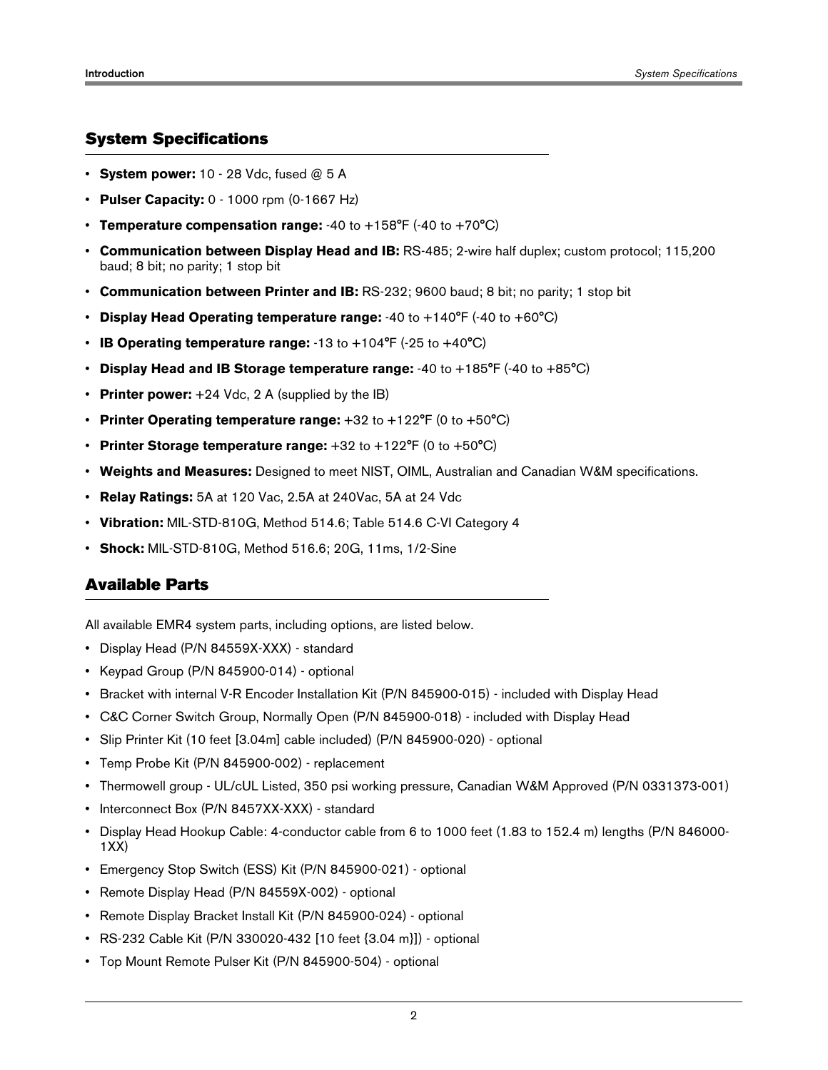## System Specifications

- **System power:** 10 - 28 Vdc, fused @ 5 A
- **Pulser Capacity:** 0 - 1000 rpm (0-1667 Hz)
- **Temperature compensation range:** -40 to +158°F (-40 to +70°C)
- **Communication between Display Head and IB:** RS-485; 2-wire half duplex; custom protocol; 115,200 baud; 8 bit; no parity; 1 stop bit
- **Communication between Printer and IB:** RS-232; 9600 baud; 8 bit; no parity; 1 stop bit
- **Display Head Operating temperature range:** -40 to +140°F (-40 to +60°C)
- **IB Operating temperature range:** -13 to +104°F (-25 to +40°C)
- **Display Head and IB Storage temperature range:** -40 to +185°F (-40 to +85°C)
- **Printer power:** +24 Vdc, 2 A (supplied by the IB)
- **Printer Operating temperature range:** +32 to +122°F (0 to +50°C)
- **Printer Storage temperature range:** +32 to +122°F (0 to +50°C)
- **Weights and Measures:** Designed to meet NIST, OIML, Australian and Canadian W&M specifications.
- **Relay Ratings:** 5A at 120 Vac, 2.5A at 240Vac, 5A at 24 Vdc
- **Vibration:** MIL-STD-810G, Method 514.6; Table 514.6 C-VI Category 4
- **Shock:** MIL-STD-810G, Method 516.6; 20G, 11ms, 1/2-Sine

## Available Parts

All available EMR4 system parts, including options, are listed below.

- Display Head (P/N 84559X-XXX) - standard
- Keypad Group (P/N 845900-014) - optional
- Bracket with internal V-R Encoder Installation Kit (P/N 845900-015) - included with Display Head
- C&C Corner Switch Group, Normally Open (P/N 845900-018) - included with Display Head
- Slip Printer Kit (10 feet [3.04m] cable included) (P/N 845900-020) - optional
- Temp Probe Kit (P/N 845900-002) - replacement
- Thermowell group - UL/cUL Listed, 350 psi working pressure, Canadian W&M Approved (P/N 0331373-001)
- Interconnect Box (P/N 8457XX-XXX) - standard
- Display Head Hookup Cable: 4-conductor cable from 6 to 1000 feet (1.83 to 152.4 m) lengths (P/N 846000-1XX)
- Emergency Stop Switch (ESS) Kit (P/N 845900-021) - optional
- Remote Display Head (P/N 84559X-002) - optional
- Remote Display Bracket Install Kit (P/N 845900-024) - optional
- RS-232 Cable Kit (P/N 330020-432 [10 feet {3.04 m}]) - optional
- Top Mount Remote Pulser Kit (P/N 845900-504) - optional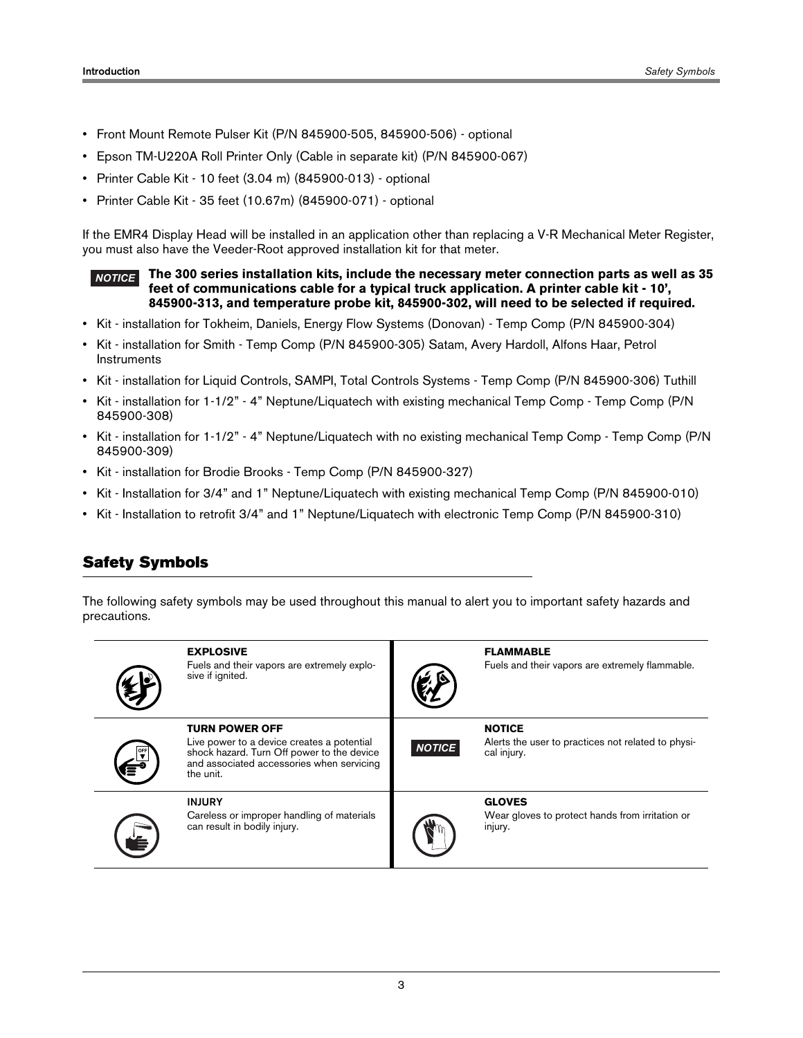- Front Mount Remote Pulser Kit (P/N 845900-505, 845900-506) - optional
- Epson TM-U220A Roll Printer Only (Cable in separate kit) (P/N 845900-067)
- Printer Cable Kit - 10 feet (3.04 m) (845900-013) - optional
- Printer Cable Kit - 35 feet (10.67m) (845900-071) - optional

If the EMR4 Display Head will be installed in an application other than replacing a V-R Mechanical Meter Register, you must also have the Veeder-Root approved installation kit for that meter.

***NOTICE*** **The 300 series installation kits, include the necessary meter connection parts as well as 35 feet of communications cable for a typical truck application. A printer cable kit - 10', 845900-313, and temperature probe kit, 845900-302, will need to be selected if required.**

- Kit - installation for Tokheim, Daniels, Energy Flow Systems (Donovan) - Temp Comp (P/N 845900-304)
- Kit - installation for Smith - Temp Comp (P/N 845900-305) Satam, Avery Hardoll, Alfons Haar, Petrol Instruments
- Kit - installation for Liquid Controls, SAMPI, Total Controls Systems - Temp Comp (P/N 845900-306) Tuthill
- Kit - installation for 1-1/2" - 4" Neptune/Liquatech with existing mechanical Temp Comp - Temp Comp (P/N 845900-308)
- Kit - installation for 1-1/2" - 4" Neptune/Liquatech with no existing mechanical Temp Comp - Temp Comp (P/N 845900-309)
- Kit - installation for Brodie Brooks - Temp Comp (P/N 845900-327)
- Kit - Installation for 3/4" and 1" Neptune/Liquatech with existing mechanical Temp Comp (P/N 845900-010)
- Kit - Installation to retrofit 3/4" and 1" Neptune/Liquatech with electronic Temp Comp (P/N 845900-310)

## Safety Symbols

The following safety symbols may be used throughout this manual to alert you to important safety hazards and precautions.

| Symbol | Description | Symbol | Description |
|---|---|---|---|
| | **EXPLOSIVE**<br>Fuels and their vapors are extremely explosive if ignited. | | **FLAMMABLE**<br>Fuels and their vapors are extremely flammable. |
| | **TURN POWER OFF**<br>Live power to a device creates a potential shock hazard. Turn Off power to the device and associated accessories when servicing the unit. | ***NOTICE*** | **NOTICE**<br>Alerts the user to practices not related to physical injury. |
| | **INJURY**<br>Careless or improper handling of materials can result in bodily injury. | | **GLOVES**<br>Wear gloves to protect hands from irritation or injury. |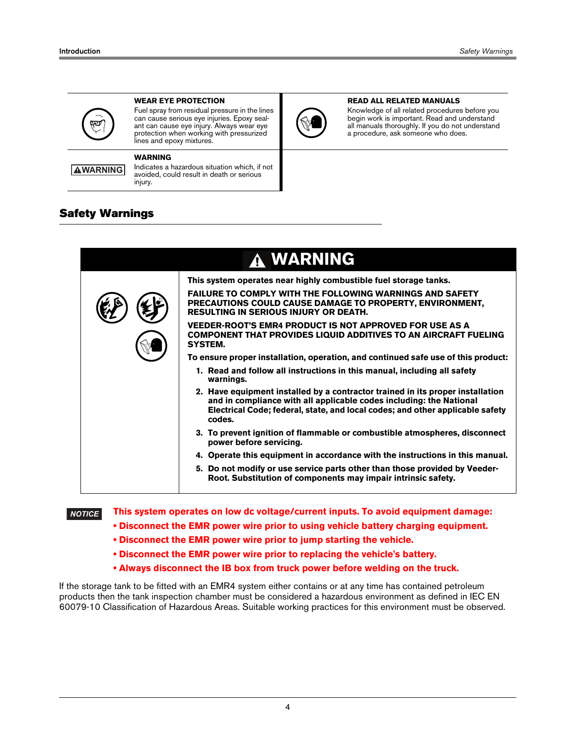**WEAR EYE PROTECTION**

Fuel spray from residual pressure in the lines can cause serious eye injuries. Epoxy sealant can cause eye injury. Always wear eye protection when working with pressurized lines and epoxy mixtures.

**READ ALL RELATED MANUALS**

Knowledge of all related procedures before you begin work is important. Read and understand all manuals thoroughly. If you do not understand a procedure, ask someone who does.

**WARNING**

Indicates a hazardous situation which, if not avoided, could result in death or serious injury.

## Safety Warnings

**⚠ WARNING**

**This system operates near highly combustible fuel storage tanks.**

**FAILURE TO COMPLY WITH THE FOLLOWING WARNINGS AND SAFETY PRECAUTIONS COULD CAUSE DAMAGE TO PROPERTY, ENVIRONMENT, RESULTING IN SERIOUS INJURY OR DEATH.**

**VEEDER-ROOT'S EMR4 PRODUCT IS NOT APPROVED FOR USE AS A COMPONENT THAT PROVIDES LIQUID ADDITIVES TO AN AIRCRAFT FUELING SYSTEM.**

**To ensure proper installation, operation, and continued safe use of this product:**

1. **Read and follow all instructions in this manual, including all safety warnings.**
2. **Have equipment installed by a contractor trained in its proper installation and in compliance with all applicable codes including: the National Electrical Code; federal, state, and local codes; and other applicable safety codes.**
3. **To prevent ignition of flammable or combustible atmospheres, disconnect power before servicing.**
4. **Operate this equipment in accordance with the instructions in this manual.**
5. **Do not modify or use service parts other than those provided by Veeder-Root. Substitution of components may impair intrinsic safety.**

*NOTICE* **This system operates on low dc voltage/current inputs. To avoid equipment damage:**

- **Disconnect the EMR power wire prior to using vehicle battery charging equipment.**
- **Disconnect the EMR power wire prior to jump starting the vehicle.**
- **Disconnect the EMR power wire prior to replacing the vehicle's battery.**
- **Always disconnect the IB box from truck power before welding on the truck.**

If the storage tank to be fitted with an EMR4 system either contains or at any time has contained petroleum products then the tank inspection chamber must be considered a hazardous environment as defined in IEC EN 60079-10 Classification of Hazardous Areas. Suitable working practices for this environment must be observed.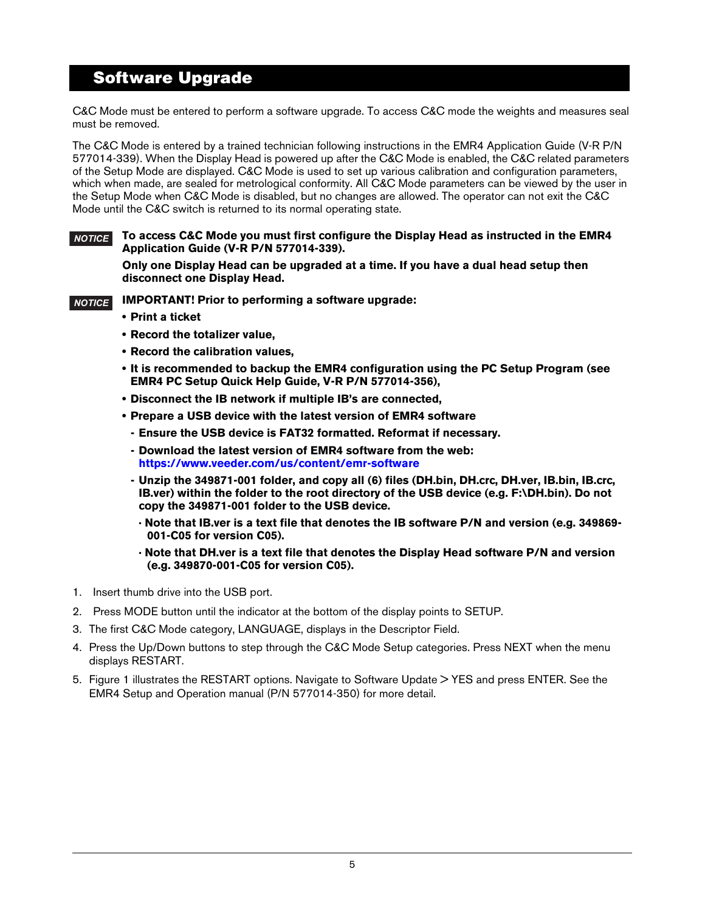# Software Upgrade

C&C Mode must be entered to perform a software upgrade. To access C&C mode the weights and measures seal must be removed.

The C&C Mode is entered by a trained technician following instructions in the EMR4 Application Guide (V-R P/N 577014-339). When the Display Head is powered up after the C&C Mode is enabled, the C&C related parameters of the Setup Mode are displayed. C&C Mode is used to set up various calibration and configuration parameters, which when made, are sealed for metrological conformity. All C&C Mode parameters can be viewed by the user in the Setup Mode when C&C Mode is disabled, but no changes are allowed. The operator can not exit the C&C Mode until the C&C switch is returned to its normal operating state.

***NOTICE*** **To access C&C Mode you must first configure the Display Head as instructed in the EMR4 Application Guide (V-R P/N 577014-339).**

**Only one Display Head can be upgraded at a time. If you have a dual head setup then disconnect one Display Head.**

***NOTICE*** **IMPORTANT! Prior to performing a software upgrade:**

- **Print a ticket**
- **Record the totalizer value,**
- **Record the calibration values,**
- **It is recommended to backup the EMR4 configuration using the PC Setup Program (see EMR4 PC Setup Quick Help Guide, V-R P/N 577014-356),**
- **Disconnect the IB network if multiple IB's are connected,**
- **Prepare a USB device with the latest version of EMR4 software**
  - **Ensure the USB device is FAT32 formatted. Reformat if necessary.**
  - **Download the latest version of EMR4 software from the web: https://www.veeder.com/us/content/emr-software**
  - **Unzip the 349871-001 folder, and copy all (6) files (DH.bin, DH.crc, DH.ver, IB.bin, IB.crc, IB.ver) within the folder to the root directory of the USB device (e.g. F:\DH.bin). Do not copy the 349871-001 folder to the USB device.**
    - **Note that IB.ver is a text file that denotes the IB software P/N and version (e.g. 349869-001-C05 for version C05).**
    - **Note that DH.ver is a text file that denotes the Display Head software P/N and version (e.g. 349870-001-C05 for version C05).**

1. Insert thumb drive into the USB port.
2. Press MODE button until the indicator at the bottom of the display points to SETUP.
3. The first C&C Mode category, LANGUAGE, displays in the Descriptor Field.
4. Press the Up/Down buttons to step through the C&C Mode Setup categories. Press NEXT when the menu displays RESTART.
5. Figure 1 illustrates the RESTART options. Navigate to Software Update > YES and press ENTER. See the EMR4 Setup and Operation manual (P/N 577014-350) for more detail.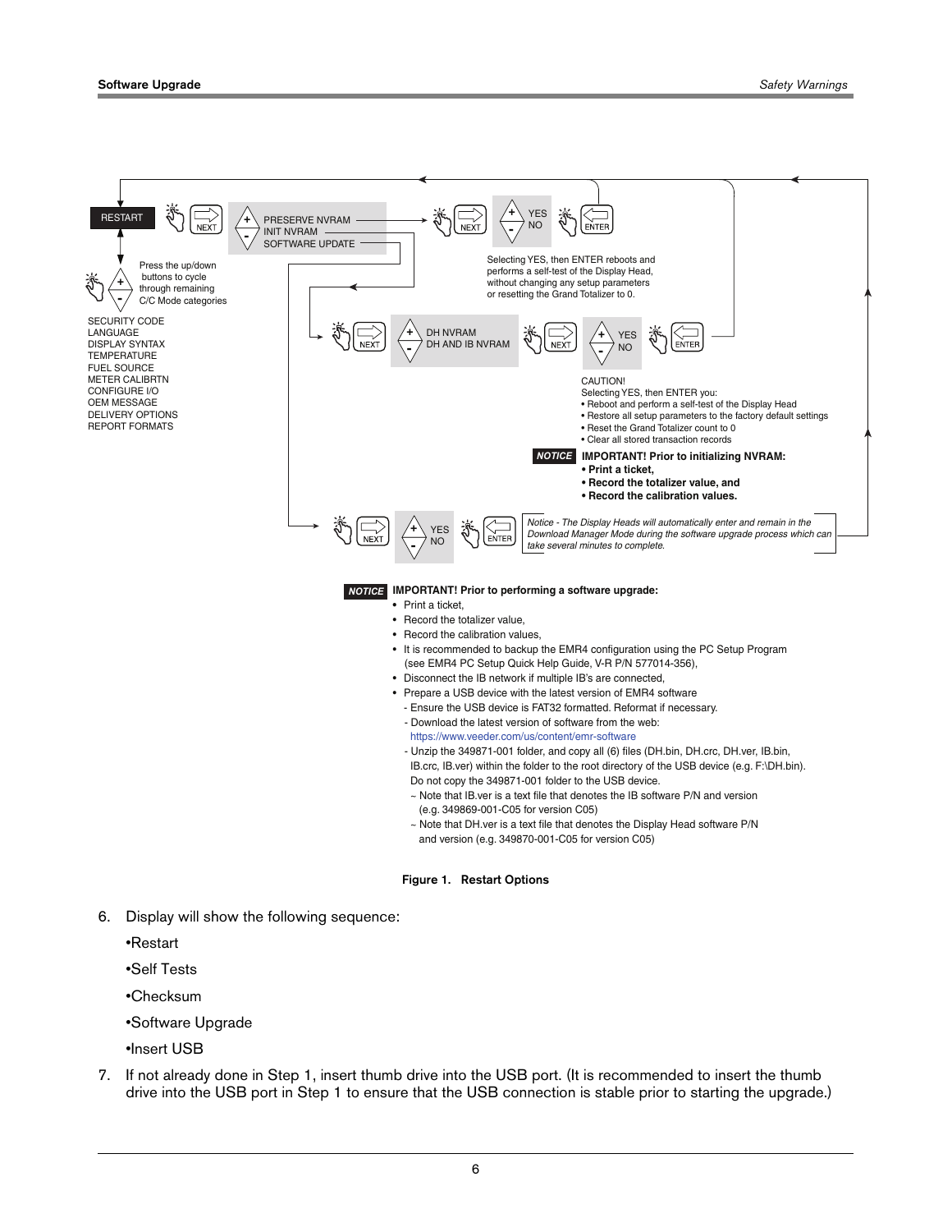RESTART

NEXT

PRESERVE NVRAM
INIT NVRAM
SOFTWARE UPDATE

NEXT

YES
NO

ENTER

Selecting YES, then ENTER reboots and performs a self-test of the Display Head, without changing any setup parameters or resetting the Grand Totalizer to 0.

Press the up/down buttons to cycle through remaining C/C Mode categories

SECURITY CODE
LANGUAGE
DISPLAY SYNTAX
TEMPERATURE
FUEL SOURCE
METER CALIBRTN
CONFIGURE I/O
OEM MESSAGE
DELIVERY OPTIONS
REPORT FORMATS

NEXT

DH NVRAM
DH AND IB NVRAM

NEXT

YES
NO

ENTER

CAUTION!
Selecting YES, then ENTER you:
- Reboot and perform a self-test of the Display Head
- Restore all setup parameters to the factory default settings
- Reset the Grand Totalizer count to 0
- Clear all stored transaction records

**NOTICE** **IMPORTANT! Prior to initializing NVRAM:**
- **Print a ticket,**
- **Record the totalizer value, and**
- **Record the calibration values.**

NEXT

YES
NO

ENTER

*Notice - The Display Heads will automatically enter and remain in the Download Manager Mode during the software upgrade process which can take several minutes to complete.*

**NOTICE** **IMPORTANT! Prior to performing a software upgrade:**
- Print a ticket,
- Record the totalizer value,
- Record the calibration values,
- It is recommended to backup the EMR4 configuration using the PC Setup Program (see EMR4 PC Setup Quick Help Guide, V-R P/N 577014-356),
- Disconnect the IB network if multiple IB's are connected,
- Prepare a USB device with the latest version of EMR4 software
  - Ensure the USB device is FAT32 formatted. Reformat if necessary.
  - Download the latest version of software from the web: https://www.veeder.com/us/content/emr-software
  - Unzip the 349871-001 folder, and copy all (6) files (DH.bin, DH.crc, DH.ver, IB.bin, IB.crc, IB.ver) within the folder to the root directory of the USB device (e.g. F:\DH.bin). Do not copy the 349871-001 folder to the USB device.
    - ~ Note that IB.ver is a text file that denotes the IB software P/N and version (e.g. 349869-001-C05 for version C05)
    - ~ Note that DH.ver is a text file that denotes the Display Head software P/N and version (e.g. 349870-001-C05 for version C05)

**Figure 1. Restart Options**

6. Display will show the following sequence:

   •Restart

   •Self Tests

   •Checksum

   •Software Upgrade

   •Insert USB

7. If not already done in Step 1, insert thumb drive into the USB port. (It is recommended to insert the thumb drive into the USB port in Step 1 to ensure that the USB connection is stable prior to starting the upgrade.)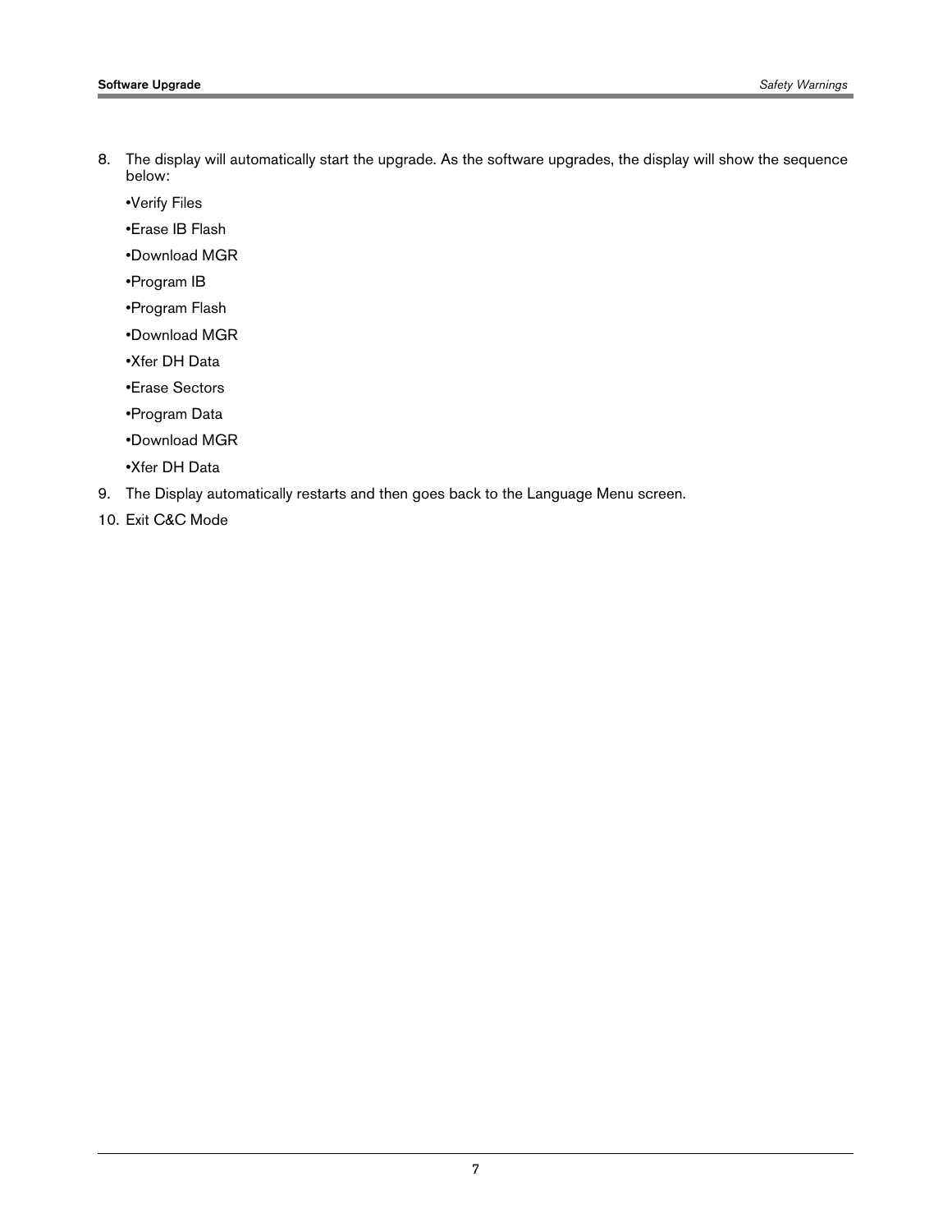8. The display will automatically start the upgrade. As the software upgrades, the display will show the sequence below:

   •Verify Files

   •Erase IB Flash

   •Download MGR

   •Program IB

   •Program Flash

   •Download MGR

   •Xfer DH Data

   •Erase Sectors

   •Program Data

   •Download MGR

   •Xfer DH Data

9. The Display automatically restarts and then goes back to the Language Menu screen.

10. Exit C&C Mode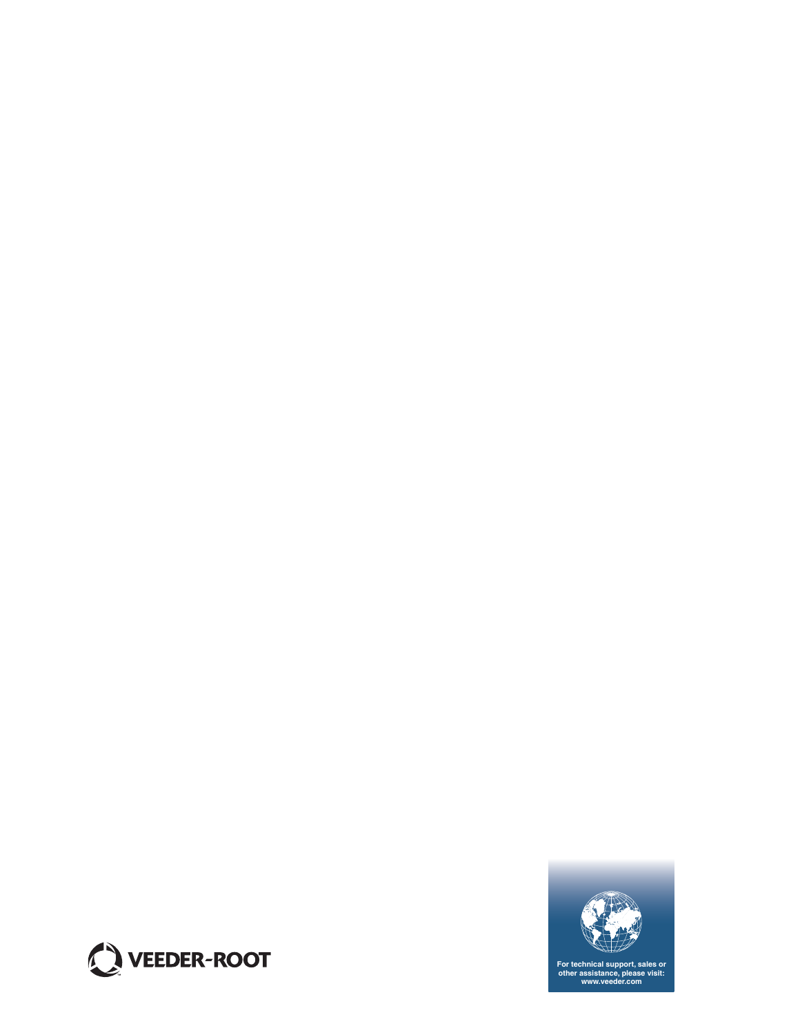VEEDER-ROOT

For technical support, sales or other assistance, please visit: www.veeder.com